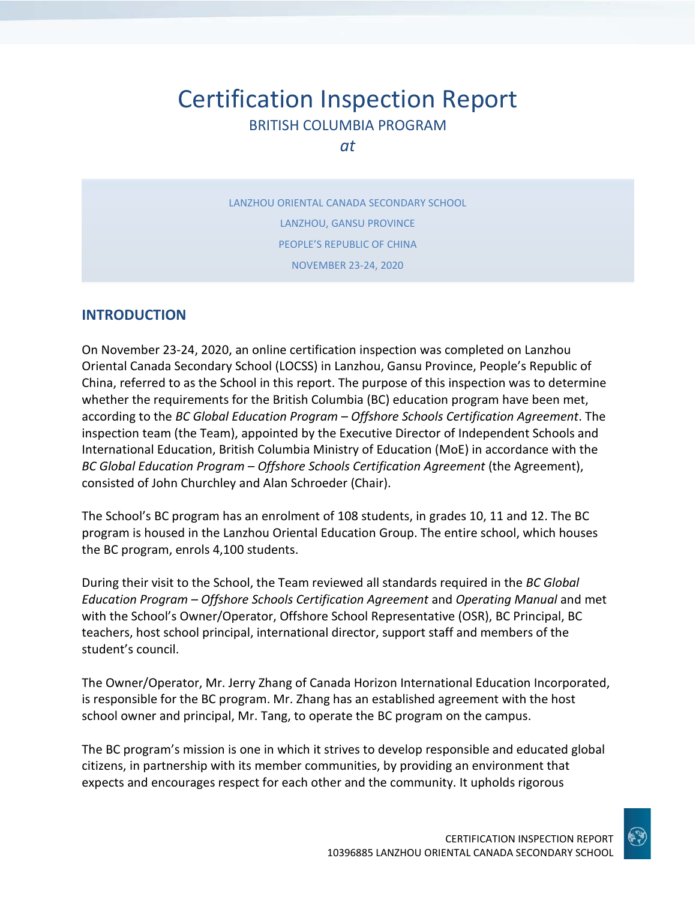# Certification Inspection Report

BRITISH COLUMBIA PROGRAM

*at*

LANZHOU ORIENTAL CANADA SECONDARY SCHOOL

LANZHOU, GANSU PROVINCE

PEOPLE'S REPUBLIC OF CHINA

NOVEMBER 23-24, 2020

## INTRODUCTION

On November 23-24, 2020, an online certification inspection was completed on Lanzhou Oriental Canada Secondary School (LOCSS) in Lanzhou, Gansu Province, People's Republic of China, referred to as the School in this report. The purpose of this inspection was to determine whether the requirements for the British Columbia (BC) education program have been met, according to the *BC Global Education Program – Offshore Schools Certification Agreement*. The inspection team (the Team), appointed by the Executive Director of Independent Schools and International Education, British Columbia Ministry of Education (MoE) in accordance with the *BC Global Education Program – Offshore Schools Certification Agreement* (the Agreement), consisted of John Churchley and Alan Schroeder (Chair).

The School's BC program has an enrolment of 108 students, in grades 10, 11 and 12. The BC program is housed in the Lanzhou Oriental Education Group. The entire school, which houses the BC program, enrols 4,100 students.

During their visit to the School, the Team reviewed all standards required in the *BC Global Education Program – Offshore Schools Certification Agreement* and *Operating Manual* and met with the School's Owner/Operator, Offshore School Representative (OSR), BC Principal, BC teachers, host school principal, international director, support staff and members of the student's council.

The Owner/Operator, Mr. Jerry Zhang of Canada Horizon International Education Incorporated, is responsible for the BC program. Mr. Zhang has an established agreement with the host school owner and principal, Mr. Tang, to operate the BC program on the campus.

The BC program's mission is one in which it strives to develop responsible and educated global citizens, in partnership with its member communities, by providing an environment that expects and encourages respect for each other and the community. It upholds rigorous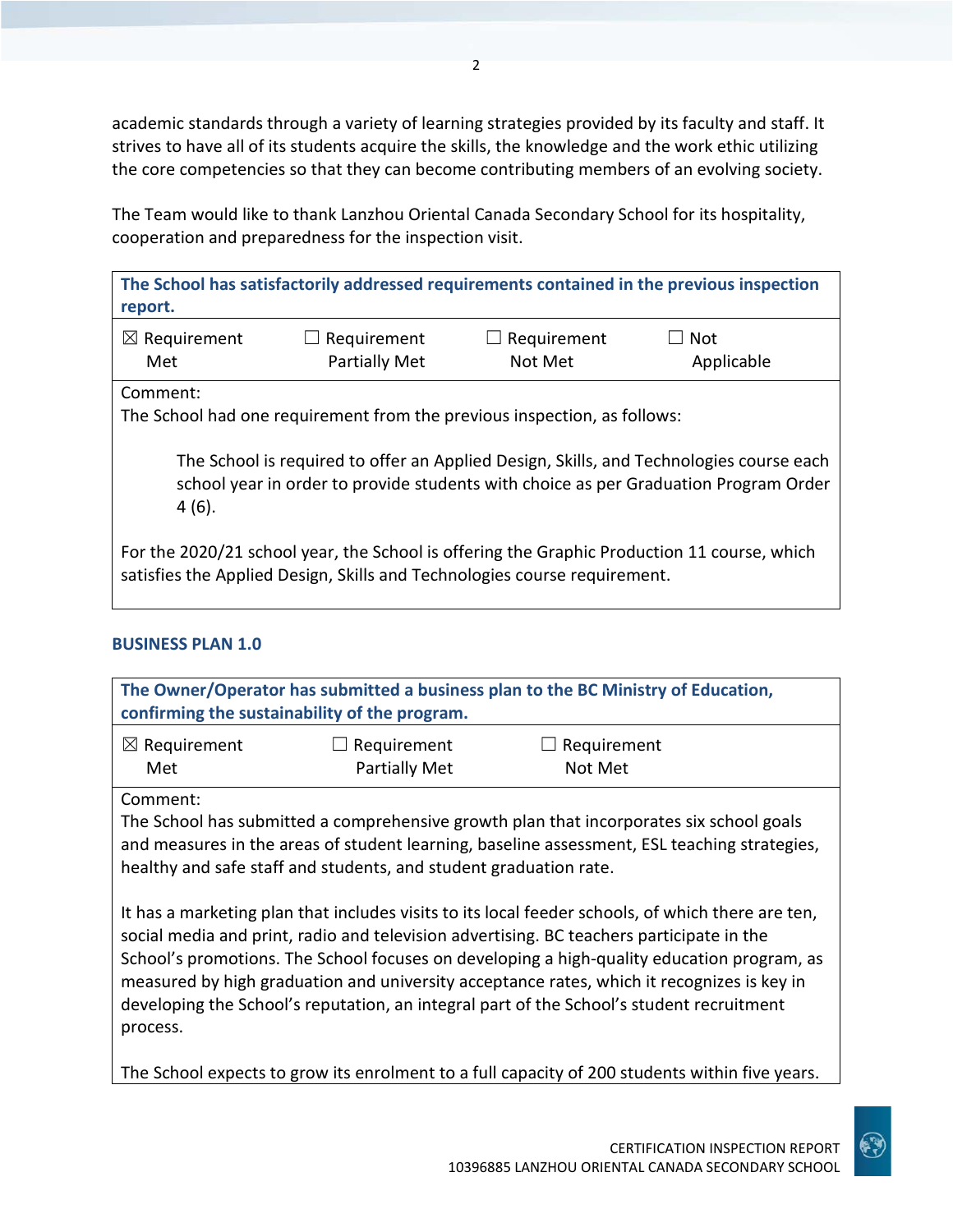academic standards through a variety of learning strategies provided by its faculty and staff. It strives to have all of its students acquire the skills, the knowledge and the work ethic utilizing the core competencies so that they can become contributing members of an evolving society.

The Team would like to thank Lanzhou Oriental Canada Secondary School for its hospitality, cooperation and preparedness for the inspection visit.

| **The School has satisfactorily addressed requirements contained in the previous inspection report.** | | | |
|---|---|---|---|
| ☒ Requirement Met | ☐ Requirement Partially Met | ☐ Requirement Not Met | ☐ Not Applicable |

Comment:
The School had one requirement from the previous inspection, as follows:

> The School is required to offer an Applied Design, Skills, and Technologies course each school year in order to provide students with choice as per Graduation Program Order 4 (6).

For the 2020/21 school year, the School is offering the Graphic Production 11 course, which satisfies the Applied Design, Skills and Technologies course requirement.

## BUSINESS PLAN 1.0

| **The Owner/Operator has submitted a business plan to the BC Ministry of Education, confirming the sustainability of the program.** | | |
|---|---|---|
| ☒ Requirement Met | ☐ Requirement Partially Met | ☐ Requirement Not Met |

Comment:
The School has submitted a comprehensive growth plan that incorporates six school goals and measures in the areas of student learning, baseline assessment, ESL teaching strategies, healthy and safe staff and students, and student graduation rate.

It has a marketing plan that includes visits to its local feeder schools, of which there are ten, social media and print, radio and television advertising. BC teachers participate in the School's promotions. The School focuses on developing a high-quality education program, as measured by high graduation and university acceptance rates, which it recognizes is key in developing the School's reputation, an integral part of the School's student recruitment process.

The School expects to grow its enrolment to a full capacity of 200 students within five years.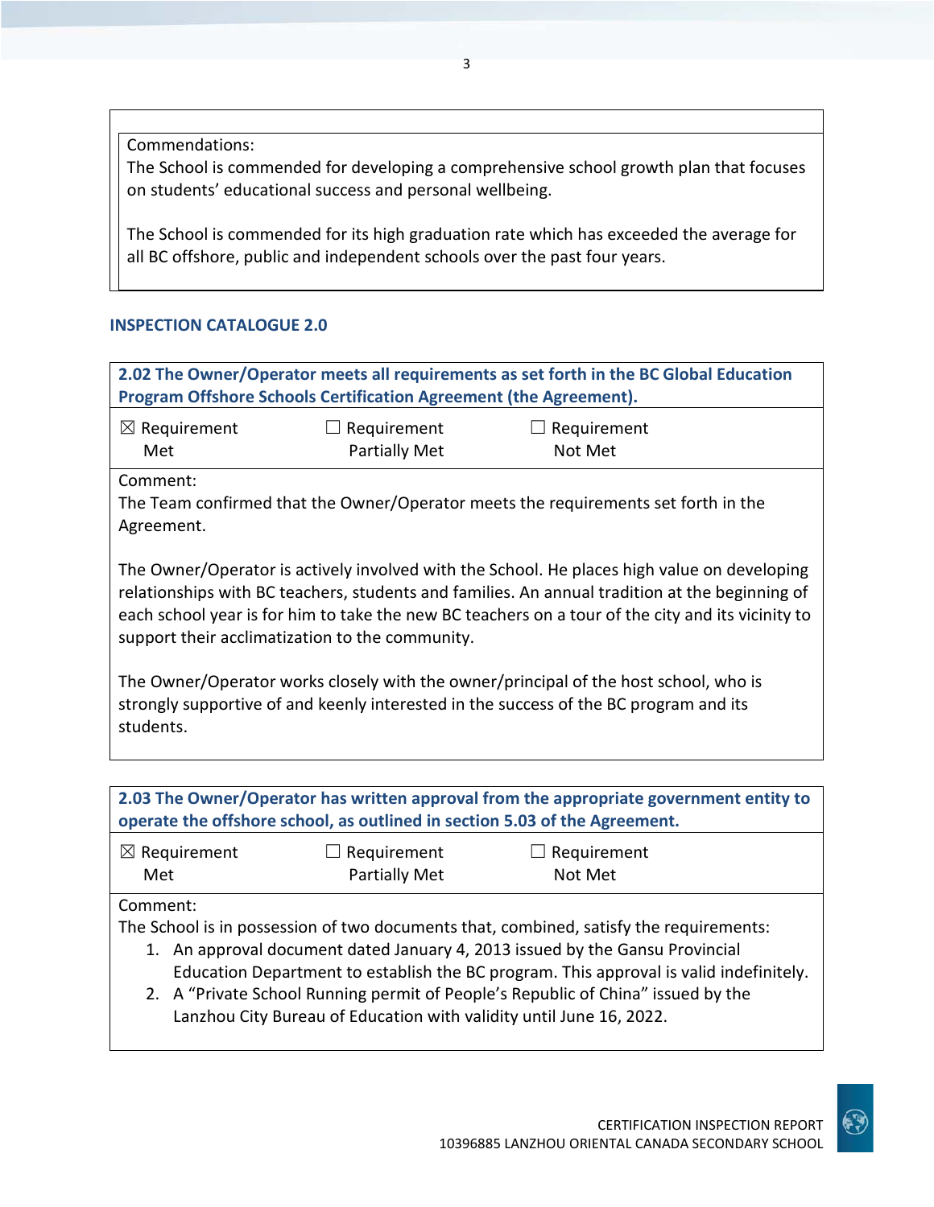Commendations:

The School is commended for developing a comprehensive school growth plan that focuses on students' educational success and personal wellbeing.

The School is commended for its high graduation rate which has exceeded the average for all BC offshore, public and independent schools over the past four years.

## INSPECTION CATALOGUE 2.0

**2.02 The Owner/Operator meets all requirements as set forth in the BC Global Education Program Offshore Schools Certification Agreement (the Agreement).**

| ☒ Requirement Met | ☐ Requirement Partially Met | ☐ Requirement Not Met |
|---|---|---|

Comment:

The Team confirmed that the Owner/Operator meets the requirements set forth in the Agreement.

The Owner/Operator is actively involved with the School. He places high value on developing relationships with BC teachers, students and families. An annual tradition at the beginning of each school year is for him to take the new BC teachers on a tour of the city and its vicinity to support their acclimatization to the community.

The Owner/Operator works closely with the owner/principal of the host school, who is strongly supportive of and keenly interested in the success of the BC program and its students.

**2.03 The Owner/Operator has written approval from the appropriate government entity to operate the offshore school, as outlined in section 5.03 of the Agreement.**

| ☒ Requirement Met | ☐ Requirement Partially Met | ☐ Requirement Not Met |
|---|---|---|

Comment:

The School is in possession of two documents that, combined, satisfy the requirements:

1. An approval document dated January 4, 2013 issued by the Gansu Provincial Education Department to establish the BC program. This approval is valid indefinitely.
2. A "Private School Running permit of People's Republic of China" issued by the Lanzhou City Bureau of Education with validity until June 16, 2022.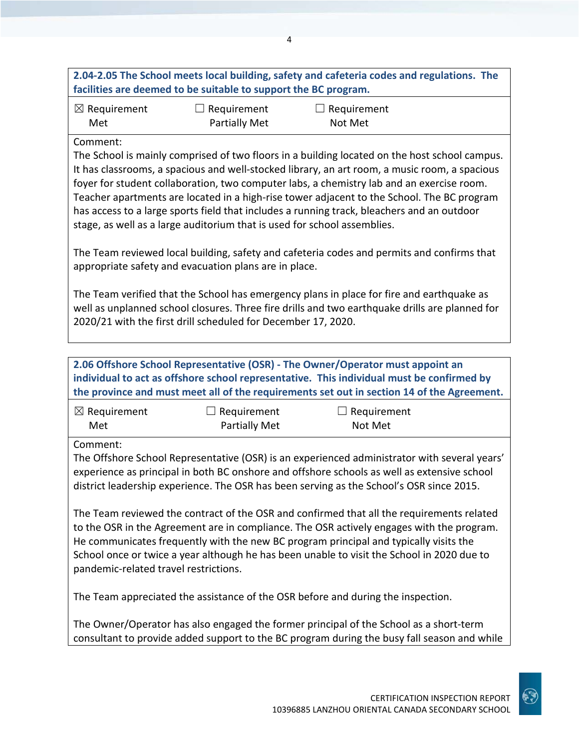**2.04-2.05 The School meets local building, safety and cafeteria codes and regulations. The facilities are deemed to be suitable to support the BC program.**

☒ Requirement Met ☐ Requirement Partially Met ☐ Requirement Not Met

Comment:
The School is mainly comprised of two floors in a building located on the host school campus. It has classrooms, a spacious and well-stocked library, an art room, a music room, a spacious foyer for student collaboration, two computer labs, a chemistry lab and an exercise room. Teacher apartments are located in a high-rise tower adjacent to the School. The BC program has access to a large sports field that includes a running track, bleachers and an outdoor stage, as well as a large auditorium that is used for school assemblies.

The Team reviewed local building, safety and cafeteria codes and permits and confirms that appropriate safety and evacuation plans are in place.

The Team verified that the School has emergency plans in place for fire and earthquake as well as unplanned school closures. Three fire drills and two earthquake drills are planned for 2020/21 with the first drill scheduled for December 17, 2020.

**2.06 Offshore School Representative (OSR) - The Owner/Operator must appoint an individual to act as offshore school representative. This individual must be confirmed by the province and must meet all of the requirements set out in section 14 of the Agreement.**

☒ Requirement Met ☐ Requirement Partially Met ☐ Requirement Not Met

Comment:
The Offshore School Representative (OSR) is an experienced administrator with several years' experience as principal in both BC onshore and offshore schools as well as extensive school district leadership experience. The OSR has been serving as the School's OSR since 2015.

The Team reviewed the contract of the OSR and confirmed that all the requirements related to the OSR in the Agreement are in compliance. The OSR actively engages with the program. He communicates frequently with the new BC program principal and typically visits the School once or twice a year although he has been unable to visit the School in 2020 due to pandemic-related travel restrictions.

The Team appreciated the assistance of the OSR before and during the inspection.

The Owner/Operator has also engaged the former principal of the School as a short-term consultant to provide added support to the BC program during the busy fall season and while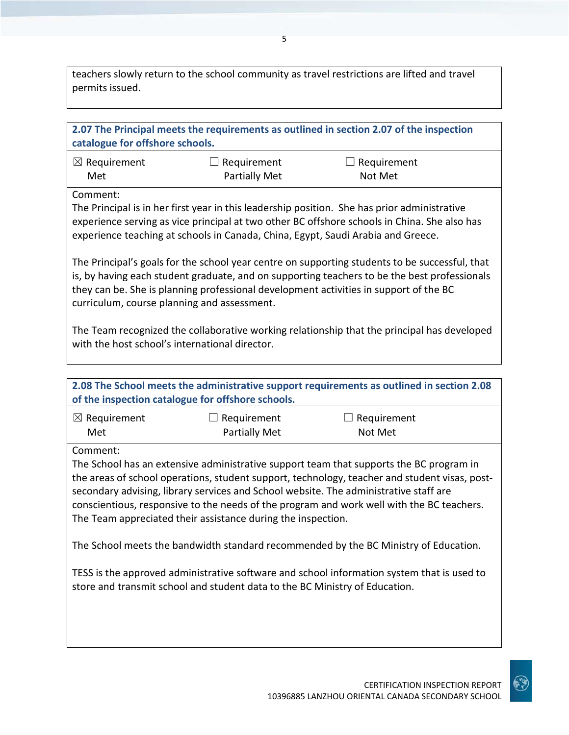teachers slowly return to the school community as travel restrictions are lifted and travel permits issued.

**2.07 The Principal meets the requirements as outlined in section 2.07 of the inspection catalogue for offshore schools.**

| ☒ Requirement Met | ☐ Requirement Partially Met | ☐ Requirement Not Met |
|---|---|---|

Comment:
The Principal is in her first year in this leadership position. She has prior administrative experience serving as vice principal at two other BC offshore schools in China. She also has experience teaching at schools in Canada, China, Egypt, Saudi Arabia and Greece.

The Principal's goals for the school year centre on supporting students to be successful, that is, by having each student graduate, and on supporting teachers to be the best professionals they can be. She is planning professional development activities in support of the BC curriculum, course planning and assessment.

The Team recognized the collaborative working relationship that the principal has developed with the host school's international director.

**2.08 The School meets the administrative support requirements as outlined in section 2.08 of the inspection catalogue for offshore schools.**

| ☒ Requirement Met | ☐ Requirement Partially Met | ☐ Requirement Not Met |
|---|---|---|

Comment:
The School has an extensive administrative support team that supports the BC program in the areas of school operations, student support, technology, teacher and student visas, post-secondary advising, library services and School website. The administrative staff are conscientious, responsive to the needs of the program and work well with the BC teachers. The Team appreciated their assistance during the inspection.

The School meets the bandwidth standard recommended by the BC Ministry of Education.

TESS is the approved administrative software and school information system that is used to store and transmit school and student data to the BC Ministry of Education.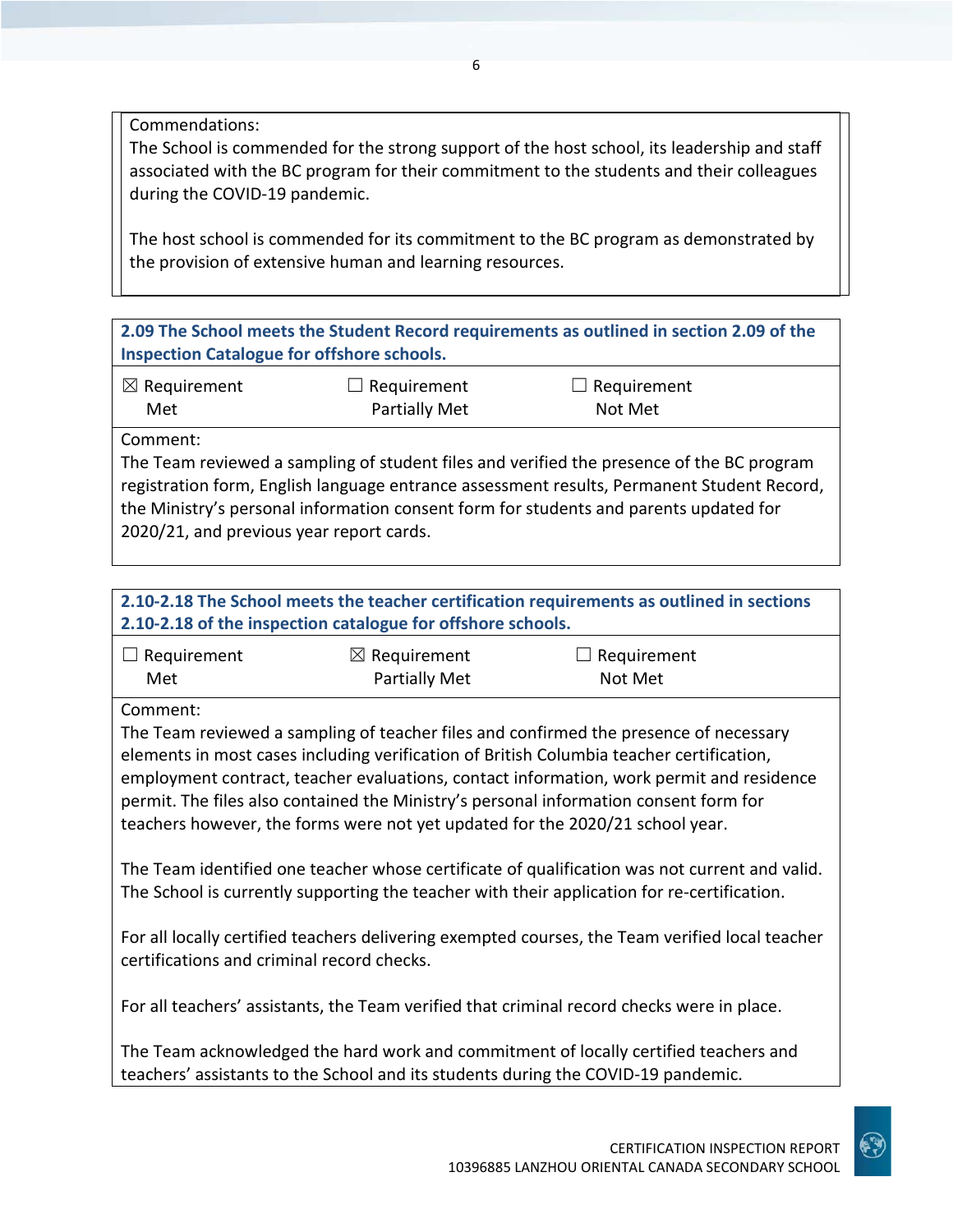Commendations:
The School is commended for the strong support of the host school, its leadership and staff associated with the BC program for their commitment to the students and their colleagues during the COVID-19 pandemic.

The host school is commended for its commitment to the BC program as demonstrated by the provision of extensive human and learning resources.

**2.09 The School meets the Student Record requirements as outlined in section 2.09 of the Inspection Catalogue for offshore schools.**

| ☒ Requirement Met | ☐ Requirement Partially Met | ☐ Requirement Not Met |
|---|---|---|

Comment:
The Team reviewed a sampling of student files and verified the presence of the BC program registration form, English language entrance assessment results, Permanent Student Record, the Ministry's personal information consent form for students and parents updated for 2020/21, and previous year report cards.

**2.10-2.18 The School meets the teacher certification requirements as outlined in sections 2.10-2.18 of the inspection catalogue for offshore schools.**

| ☐ Requirement Met | ☒ Requirement Partially Met | ☐ Requirement Not Met |
|---|---|---|

Comment:
The Team reviewed a sampling of teacher files and confirmed the presence of necessary elements in most cases including verification of British Columbia teacher certification, employment contract, teacher evaluations, contact information, work permit and residence permit. The files also contained the Ministry's personal information consent form for teachers however, the forms were not yet updated for the 2020/21 school year.

The Team identified one teacher whose certificate of qualification was not current and valid. The School is currently supporting the teacher with their application for re-certification.

For all locally certified teachers delivering exempted courses, the Team verified local teacher certifications and criminal record checks.

For all teachers' assistants, the Team verified that criminal record checks were in place.

The Team acknowledged the hard work and commitment of locally certified teachers and teachers' assistants to the School and its students during the COVID-19 pandemic.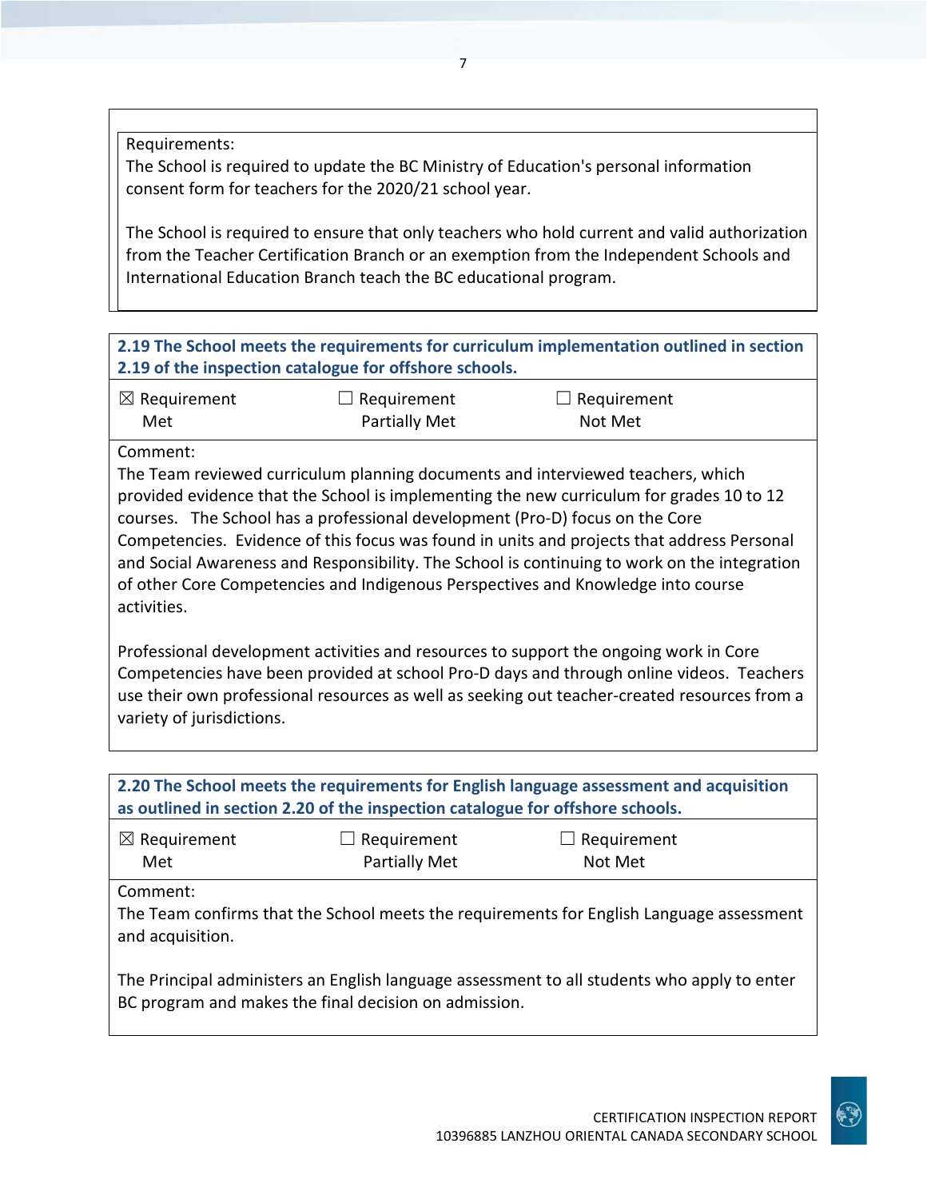Requirements:
The School is required to update the BC Ministry of Education's personal information consent form for teachers for the 2020/21 school year.

The School is required to ensure that only teachers who hold current and valid authorization from the Teacher Certification Branch or an exemption from the Independent Schools and International Education Branch teach the BC educational program.

**2.19 The School meets the requirements for curriculum implementation outlined in section 2.19 of the inspection catalogue for offshore schools.**

☒ Requirement Met ☐ Requirement Partially Met ☐ Requirement Not Met

Comment:
The Team reviewed curriculum planning documents and interviewed teachers, which provided evidence that the School is implementing the new curriculum for grades 10 to 12 courses. The School has a professional development (Pro-D) focus on the Core Competencies. Evidence of this focus was found in units and projects that address Personal and Social Awareness and Responsibility. The School is continuing to work on the integration of other Core Competencies and Indigenous Perspectives and Knowledge into course activities.

Professional development activities and resources to support the ongoing work in Core Competencies have been provided at school Pro-D days and through online videos. Teachers use their own professional resources as well as seeking out teacher-created resources from a variety of jurisdictions.

**2.20 The School meets the requirements for English language assessment and acquisition as outlined in section 2.20 of the inspection catalogue for offshore schools.**

☒ Requirement Met ☐ Requirement Partially Met ☐ Requirement Not Met

Comment:
The Team confirms that the School meets the requirements for English Language assessment and acquisition.

The Principal administers an English language assessment to all students who apply to enter BC program and makes the final decision on admission.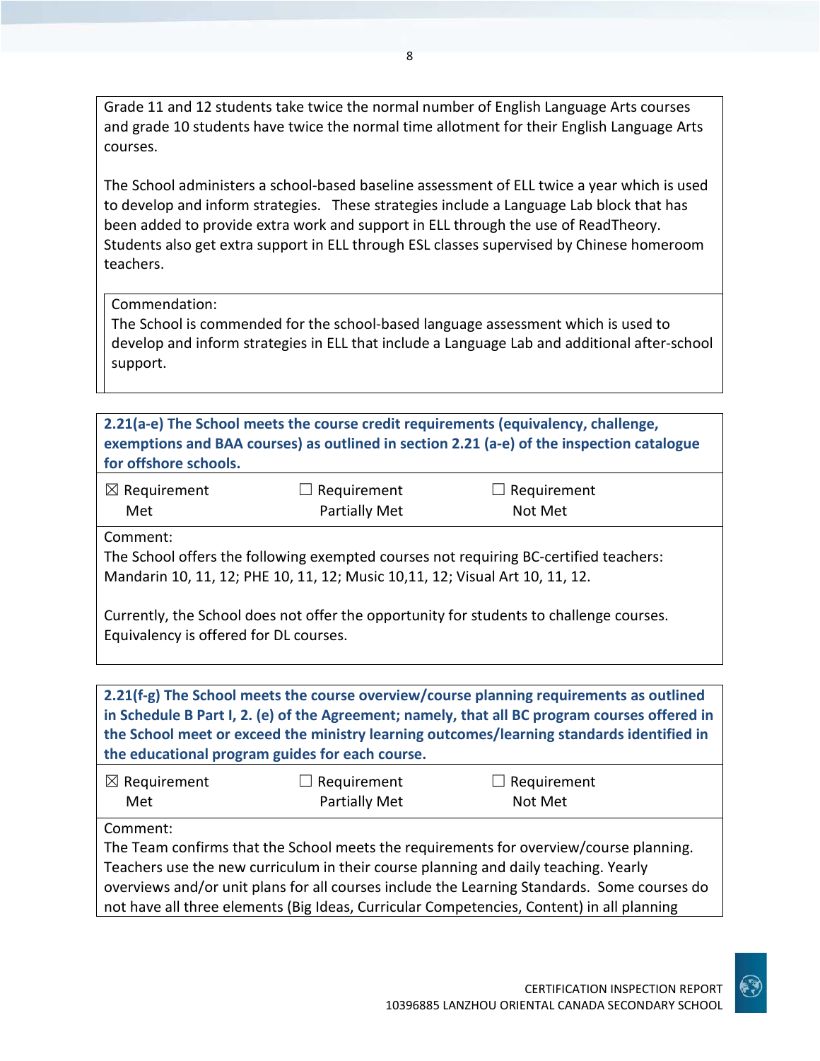Grade 11 and 12 students take twice the normal number of English Language Arts courses and grade 10 students have twice the normal time allotment for their English Language Arts courses.

The School administers a school-based baseline assessment of ELL twice a year which is used to develop and inform strategies. These strategies include a Language Lab block that has been added to provide extra work and support in ELL through the use of ReadTheory. Students also get extra support in ELL through ESL classes supervised by Chinese homeroom teachers.

Commendation:
The School is commended for the school-based language assessment which is used to develop and inform strategies in ELL that include a Language Lab and additional after-school support.

**2.21(a-e) The School meets the course credit requirements (equivalency, challenge, exemptions and BAA courses) as outlined in section 2.21 (a-e) of the inspection catalogue for offshore schools.**

| ☒ Requirement Met | ☐ Requirement Partially Met | ☐ Requirement Not Met |
|---|---|---|

Comment:
The School offers the following exempted courses not requiring BC-certified teachers: Mandarin 10, 11, 12; PHE 10, 11, 12; Music 10,11, 12; Visual Art 10, 11, 12.

Currently, the School does not offer the opportunity for students to challenge courses. Equivalency is offered for DL courses.

**2.21(f-g) The School meets the course overview/course planning requirements as outlined in Schedule B Part I, 2. (e) of the Agreement; namely, that all BC program courses offered in the School meet or exceed the ministry learning outcomes/learning standards identified in the educational program guides for each course.**

| ☒ Requirement Met | ☐ Requirement Partially Met | ☐ Requirement Not Met |
|---|---|---|

Comment:
The Team confirms that the School meets the requirements for overview/course planning. Teachers use the new curriculum in their course planning and daily teaching. Yearly overviews and/or unit plans for all courses include the Learning Standards. Some courses do not have all three elements (Big Ideas, Curricular Competencies, Content) in all planning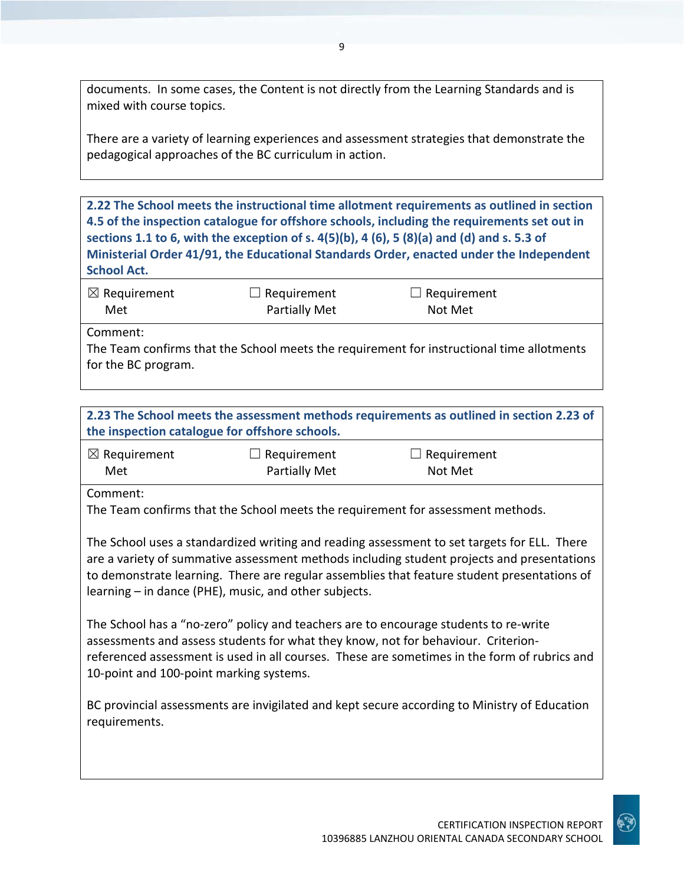documents. In some cases, the Content is not directly from the Learning Standards and is mixed with course topics.

There are a variety of learning experiences and assessment strategies that demonstrate the pedagogical approaches of the BC curriculum in action.

**2.22 The School meets the instructional time allotment requirements as outlined in section 4.5 of the inspection catalogue for offshore schools, including the requirements set out in sections 1.1 to 6, with the exception of s. 4(5)(b), 4 (6), 5 (8)(a) and (d) and s. 5.3 of Ministerial Order 41/91, the Educational Standards Order, enacted under the Independent School Act.**

| ☒ Requirement Met | ☐ Requirement Partially Met | ☐ Requirement Not Met |
|---|---|---|

Comment:
The Team confirms that the School meets the requirement for instructional time allotments for the BC program.

**2.23 The School meets the assessment methods requirements as outlined in section 2.23 of the inspection catalogue for offshore schools.**

| ☒ Requirement Met | ☐ Requirement Partially Met | ☐ Requirement Not Met |
|---|---|---|

Comment:
The Team confirms that the School meets the requirement for assessment methods.

The School uses a standardized writing and reading assessment to set targets for ELL. There are a variety of summative assessment methods including student projects and presentations to demonstrate learning. There are regular assemblies that feature student presentations of learning – in dance (PHE), music, and other subjects.

The School has a "no-zero" policy and teachers are to encourage students to re-write assessments and assess students for what they know, not for behaviour. Criterion-referenced assessment is used in all courses. These are sometimes in the form of rubrics and 10-point and 100-point marking systems.

BC provincial assessments are invigilated and kept secure according to Ministry of Education requirements.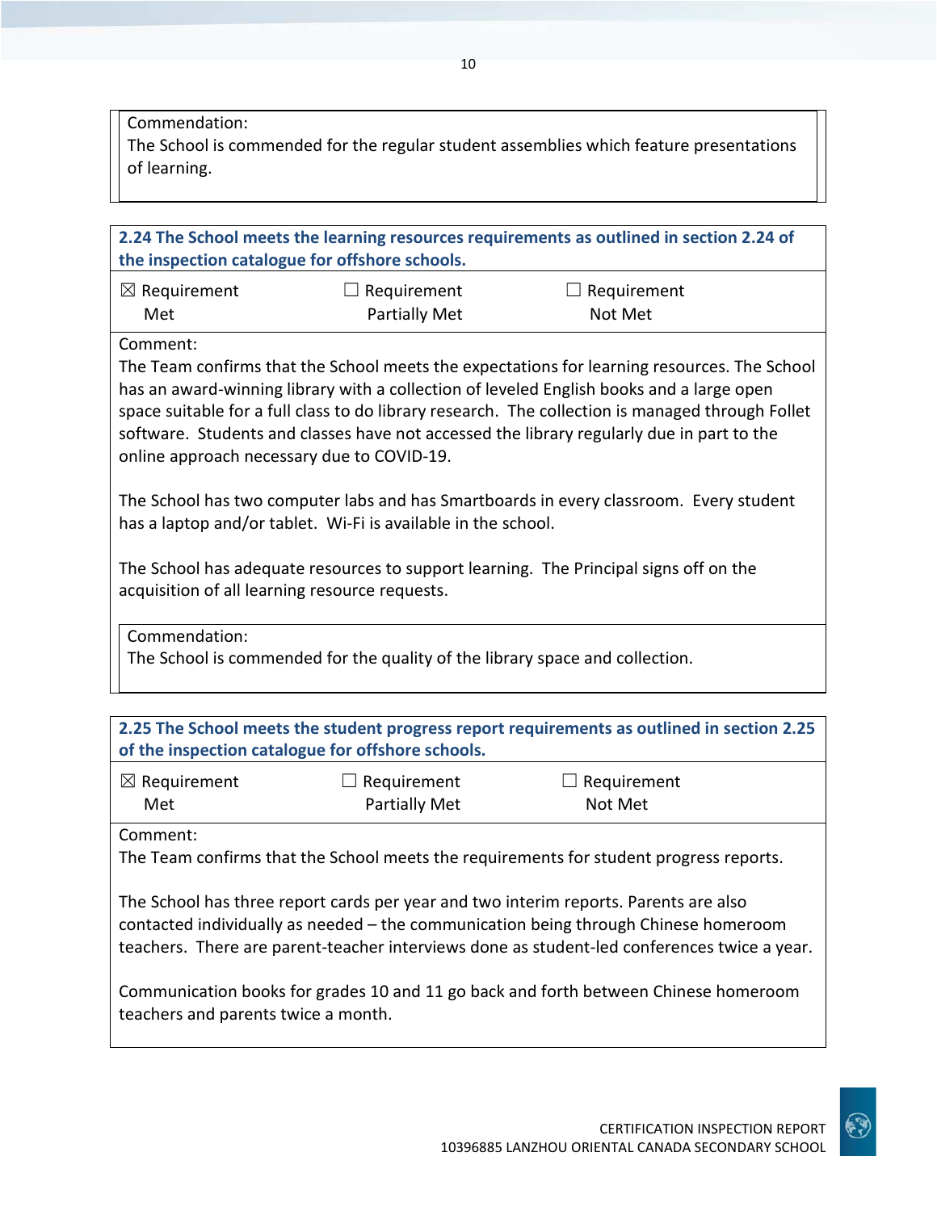Commendation:
The School is commended for the regular student assemblies which feature presentations of learning.

**2.24 The School meets the learning resources requirements as outlined in section 2.24 of the inspection catalogue for offshore schools.**

☒ Requirement Met ☐ Requirement Partially Met ☐ Requirement Not Met

Comment:
The Team confirms that the School meets the expectations for learning resources. The School has an award-winning library with a collection of leveled English books and a large open space suitable for a full class to do library research. The collection is managed through Follet software. Students and classes have not accessed the library regularly due in part to the online approach necessary due to COVID-19.

The School has two computer labs and has Smartboards in every classroom. Every student has a laptop and/or tablet. Wi-Fi is available in the school.

The School has adequate resources to support learning. The Principal signs off on the acquisition of all learning resource requests.

Commendation:
The School is commended for the quality of the library space and collection.

**2.25 The School meets the student progress report requirements as outlined in section 2.25 of the inspection catalogue for offshore schools.**

☒ Requirement Met ☐ Requirement Partially Met ☐ Requirement Not Met

Comment:
The Team confirms that the School meets the requirements for student progress reports.

The School has three report cards per year and two interim reports. Parents are also contacted individually as needed – the communication being through Chinese homeroom teachers. There are parent-teacher interviews done as student-led conferences twice a year.

Communication books for grades 10 and 11 go back and forth between Chinese homeroom teachers and parents twice a month.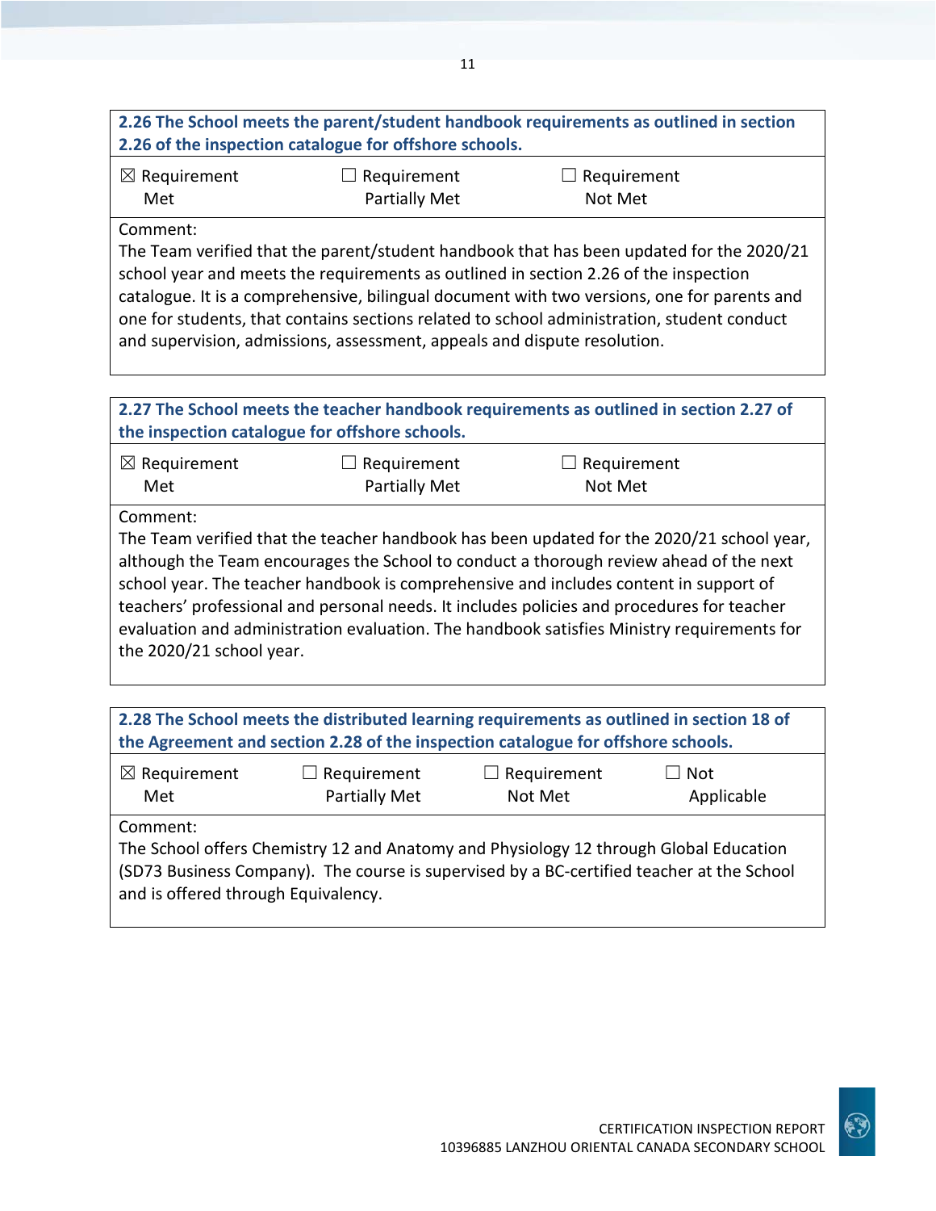| **2.26 The School meets the parent/student handbook requirements as outlined in section 2.26 of the inspection catalogue for offshore schools.** | | |
|---|---|---|
| ☒ Requirement Met | ☐ Requirement Partially Met | ☐ Requirement Not Met |
| Comment: The Team verified that the parent/student handbook that has been updated for the 2020/21 school year and meets the requirements as outlined in section 2.26 of the inspection catalogue. It is a comprehensive, bilingual document with two versions, one for parents and one for students, that contains sections related to school administration, student conduct and supervision, admissions, assessment, appeals and dispute resolution. | | |

| **2.27 The School meets the teacher handbook requirements as outlined in section 2.27 of the inspection catalogue for offshore schools.** | | |
|---|---|---|
| ☒ Requirement Met | ☐ Requirement Partially Met | ☐ Requirement Not Met |
| Comment: The Team verified that the teacher handbook has been updated for the 2020/21 school year, although the Team encourages the School to conduct a thorough review ahead of the next school year. The teacher handbook is comprehensive and includes content in support of teachers' professional and personal needs. It includes policies and procedures for teacher evaluation and administration evaluation. The handbook satisfies Ministry requirements for the 2020/21 school year. | | |

| **2.28 The School meets the distributed learning requirements as outlined in section 18 of the Agreement and section 2.28 of the inspection catalogue for offshore schools.** | | | |
|---|---|---|---|
| ☒ Requirement Met | ☐ Requirement Partially Met | ☐ Requirement Not Met | ☐ Not Applicable |
| Comment: The School offers Chemistry 12 and Anatomy and Physiology 12 through Global Education (SD73 Business Company). The course is supervised by a BC-certified teacher at the School and is offered through Equivalency. | | | |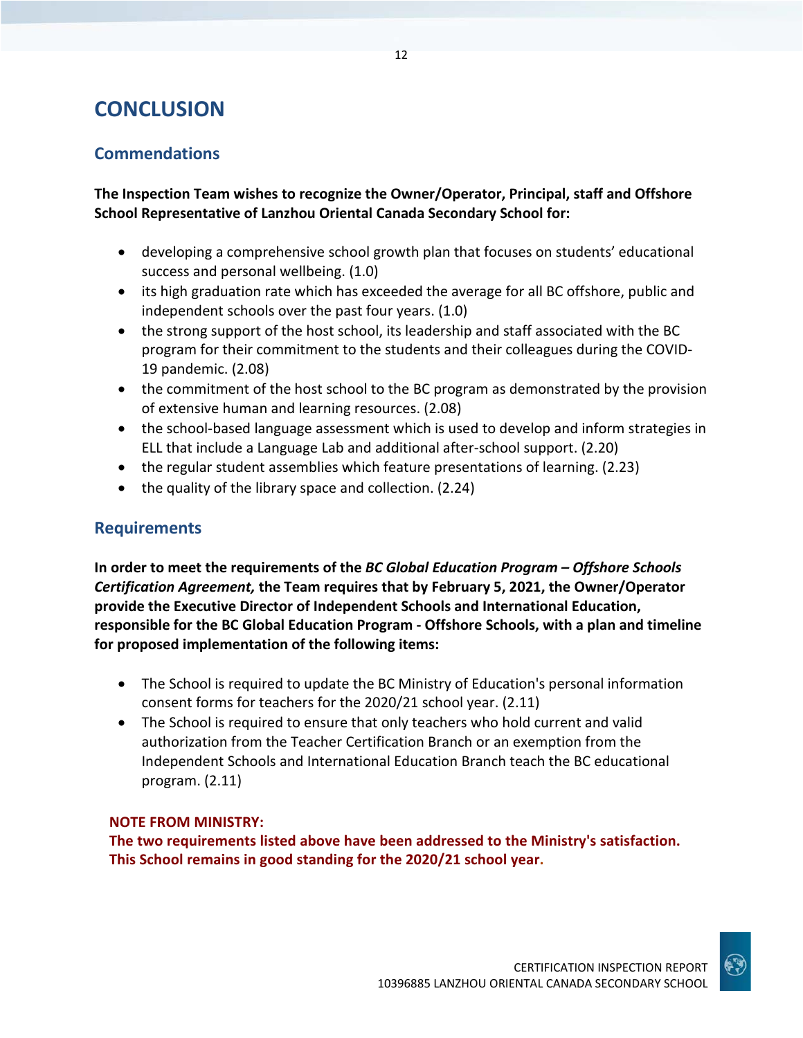# CONCLUSION

## Commendations

**The Inspection Team wishes to recognize the Owner/Operator, Principal, staff and Offshore School Representative of Lanzhou Oriental Canada Secondary School for:**

- developing a comprehensive school growth plan that focuses on students' educational success and personal wellbeing. (1.0)
- its high graduation rate which has exceeded the average for all BC offshore, public and independent schools over the past four years. (1.0)
- the strong support of the host school, its leadership and staff associated with the BC program for their commitment to the students and their colleagues during the COVID-19 pandemic. (2.08)
- the commitment of the host school to the BC program as demonstrated by the provision of extensive human and learning resources. (2.08)
- the school-based language assessment which is used to develop and inform strategies in ELL that include a Language Lab and additional after-school support. (2.20)
- the regular student assemblies which feature presentations of learning. (2.23)
- the quality of the library space and collection. (2.24)

## Requirements

**In order to meet the requirements of the *BC Global Education Program – Offshore Schools Certification Agreement,* the Team requires that by February 5, 2021, the Owner/Operator provide the Executive Director of Independent Schools and International Education, responsible for the BC Global Education Program - Offshore Schools, with a plan and timeline for proposed implementation of the following items:**

- The School is required to update the BC Ministry of Education's personal information consent forms for teachers for the 2020/21 school year. (2.11)
- The School is required to ensure that only teachers who hold current and valid authorization from the Teacher Certification Branch or an exemption from the Independent Schools and International Education Branch teach the BC educational program. (2.11)

**NOTE FROM MINISTRY:**
**The two requirements listed above have been addressed to the Ministry's satisfaction. This School remains in good standing for the 2020/21 school year.**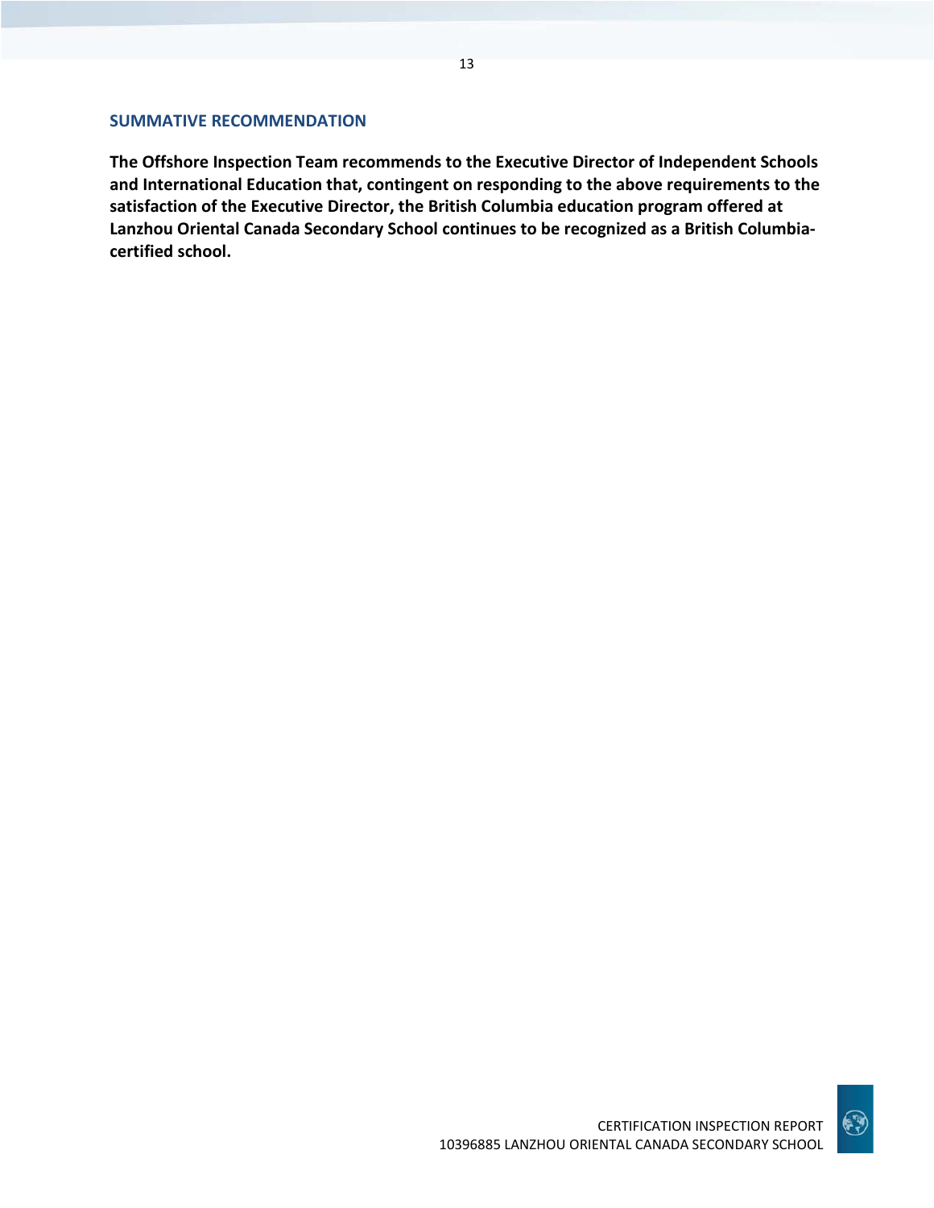## SUMMATIVE RECOMMENDATION

**The Offshore Inspection Team recommends to the Executive Director of Independent Schools and International Education that, contingent on responding to the above requirements to the satisfaction of the Executive Director, the British Columbia education program offered at Lanzhou Oriental Canada Secondary School continues to be recognized as a British Columbia-certified school.**